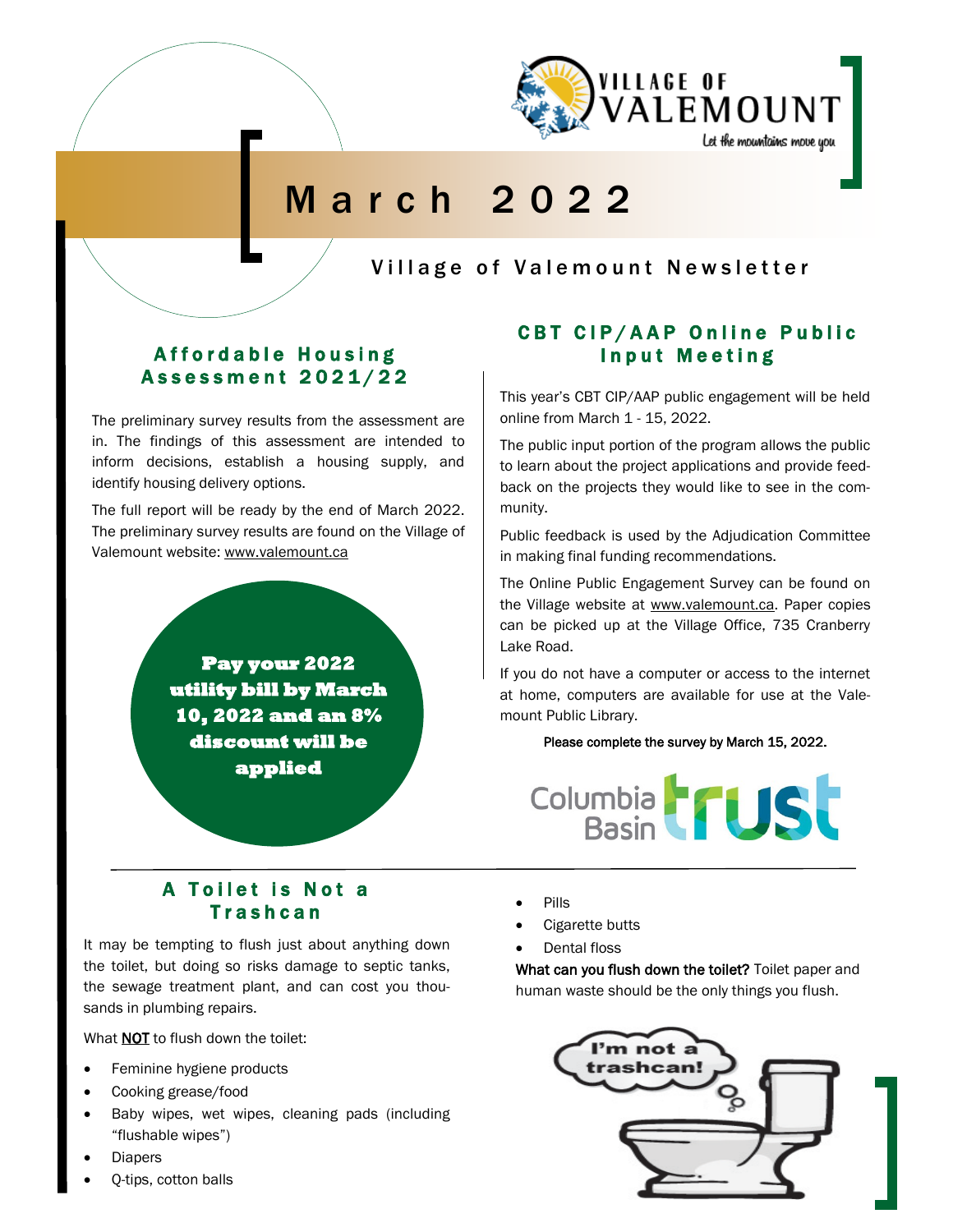# March 2022

Village of Valemount Newsletter

## Affordable Housing Assessment 2021/22

The preliminary survey results from the assessment are in. The findings of this assessment are intended to inform decisions, establish a housing supply, and identify housing delivery options.

The full report will be ready by the end of March 2022. The preliminary survey results are found on the Village of Valemount website: www.valemount.ca

**Pay your 2022 utility bill by March 10, 2022 and an 8% discount will be applied**

## CBT CIP/AAP Online Public Input Meeting

This year's CBT CIP/AAP public engagement will be held online from March 1 - 15, 2022.

The public input portion of the program allows the public to learn about the project applications and provide feedback on the projects they would like to see in the community.

Public feedback is used by the Adjudication Committee in making final funding recommendations.

The Online Public Engagement Survey can be found on the Village website at www.valemount.ca. Paper copies can be picked up at the Village Office, 735 Cranberry Lake Road.

If you do not have a computer or access to the internet at home, computers are available for use at the Valemount Public Library.

Please complete the survey by March 15, 2022.

## A Toilet is Not a Trashcan

It may be tempting to flush just about anything down the toilet, but doing so risks damage to septic tanks, the sewage treatment plant, and can cost you thousands in plumbing repairs.

What **NOT** to flush down the toilet:

- Feminine hygiene products
- Cooking grease/food
- Baby wipes, wet wipes, cleaning pads (including "flushable wipes")
- Diapers
- Q-tips, cotton balls
- Pills
- Cigarette butts
- Dental floss

**What can you flush down the toilet?** Toilet paper and human waste should be the only things you flush.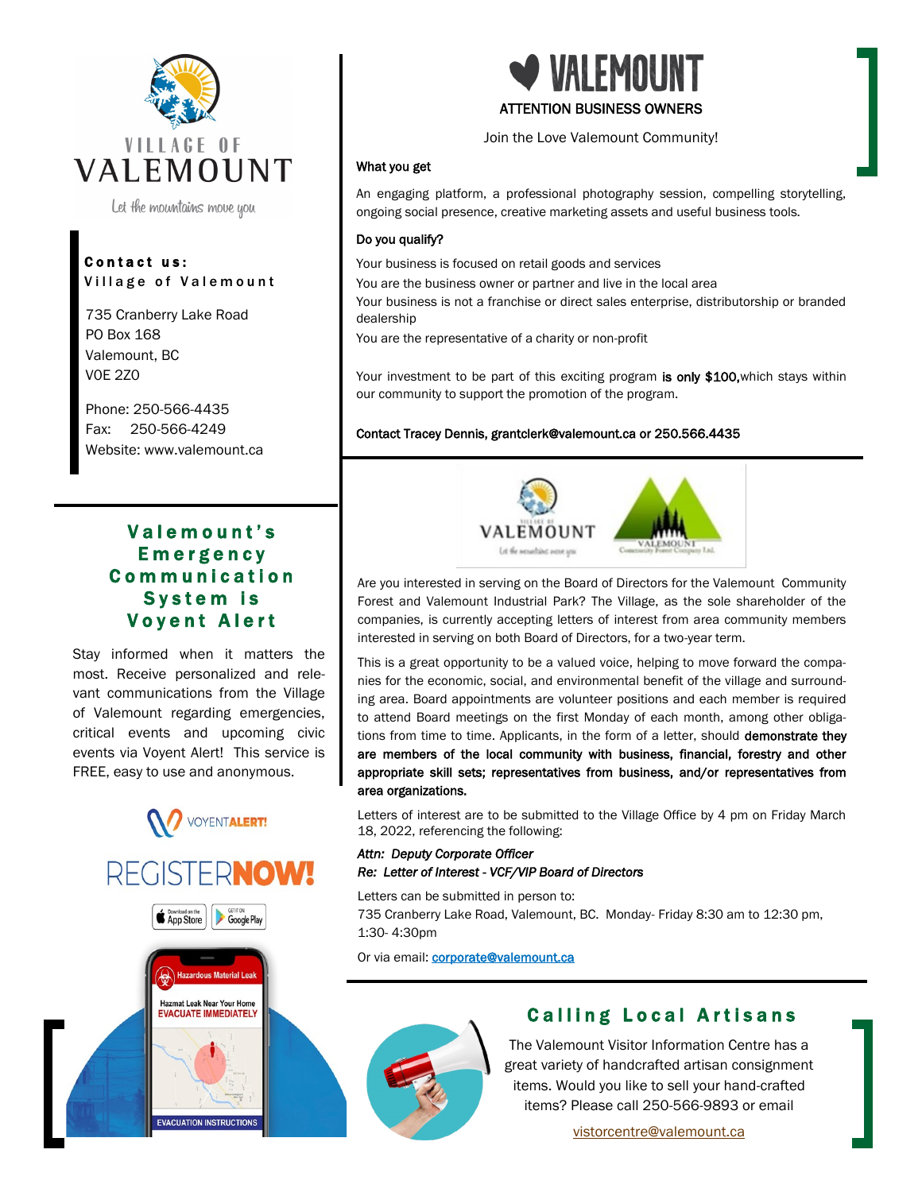VILLAGE OF VALEMOUNT

Let the mountains move you

**Contact us:**
**Village of Valemount**

735 Cranberry Lake Road
PO Box 168
Valemount, BC
V0E 2Z0

Phone: 250-566-4435
Fax: 250-566-4249
Website: www.valemount.ca

## Valemount's Emergency Communication System is Voyent Alert

Stay informed when it matters the most. Receive personalized and relevant communications from the Village of Valemount regarding emergencies, critical events and upcoming civic events via Voyent Alert! This service is FREE, easy to use and anonymous.

VOYENTALERT!

REGISTER**NOW!**

## VALEMOUNT

### ATTENTION BUSINESS OWNERS

Join the Love Valemount Community!

**What you get**

An engaging platform, a professional photography session, compelling storytelling, ongoing social presence, creative marketing assets and useful business tools.

**Do you qualify?**

Your business is focused on retail goods and services

You are the business owner or partner and live in the local area

Your business is not a franchise or direct sales enterprise, distributorship or branded dealership

You are the representative of a charity or non-profit

Your investment to be part of this exciting program **is only $100,** which stays within our community to support the promotion of the program.

Contact Tracey Dennis, grantclerk@valemount.ca or 250.566.4435

---

Are you interested in serving on the Board of Directors for the Valemount Community Forest and Valemount Industrial Park? The Village, as the sole shareholder of the companies, is currently accepting letters of interest from area community members interested in serving on both Board of Directors, for a two-year term.

This is a great opportunity to be a valued voice, helping to move forward the companies for the economic, social, and environmental benefit of the village and surrounding area. Board appointments are volunteer positions and each member is required to attend Board meetings on the first Monday of each month, among other obligations from time to time. Applicants, in the form of a letter, should **demonstrate they are members of the local community with business, financial, forestry and other appropriate skill sets; representatives from business, and/or representatives from area organizations.**

Letters of interest are to be submitted to the Village Office by 4 pm on Friday March 18, 2022, referencing the following:

*Attn: Deputy Corporate Officer*
*Re: Letter of Interest - VCF/VIP Board of Directors*

Letters can be submitted in person to:
735 Cranberry Lake Road, Valemount, BC. Monday- Friday 8:30 am to 12:30 pm, 1:30- 4:30pm

Or via email: corporate@valemount.ca

## Calling Local Artisans

The Valemount Visitor Information Centre has a great variety of handcrafted artisan consignment items. Would you like to sell your hand-crafted items? Please call 250-566-9893 or email

vistorcentre@valemount.ca